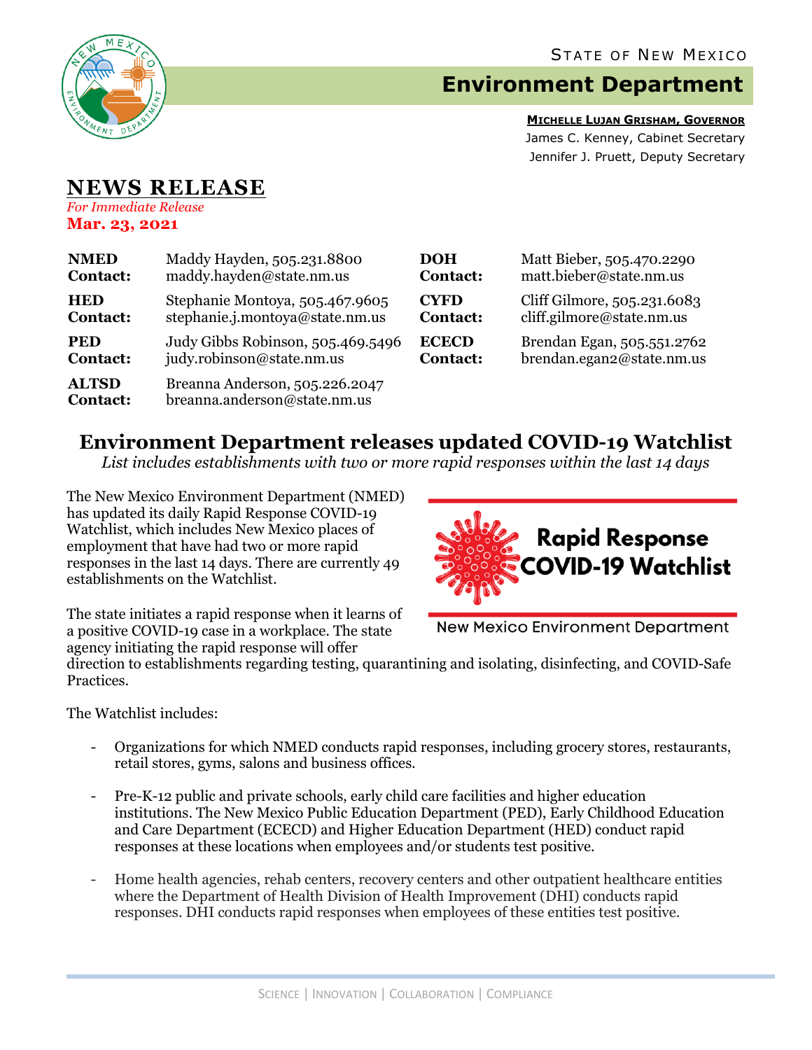STATE OF NEW MEXICO

# Environment Department

**MICHELLE LUJAN GRISHAM, GOVERNOR**
James C. Kenney, Cabinet Secretary
Jennifer J. Pruett, Deputy Secretary

## NEWS RELEASE

*For Immediate Release*
**Mar. 23, 2021**

| | | | |
|---|---|---|---|
| **NMED Contact:** | Maddy Hayden, 505.231.8800 maddy.hayden@state.nm.us | **DOH Contact:** | Matt Bieber, 505.470.2290 matt.bieber@state.nm.us |
| **HED Contact:** | Stephanie Montoya, 505.467.9605 stephanie.j.montoya@state.nm.us | **CYFD Contact:** | Cliff Gilmore, 505.231.6083 cliff.gilmore@state.nm.us |
| **PED Contact:** | Judy Gibbs Robinson, 505.469.5496 judy.robinson@state.nm.us | **ECECD Contact:** | Brendan Egan, 505.551.2762 brendan.egan2@state.nm.us |
| **ALTSD Contact:** | Breanna Anderson, 505.226.2047 breanna.anderson@state.nm.us | | |

## Environment Department releases updated COVID-19 Watchlist

*List includes establishments with two or more rapid responses within the last 14 days*

The New Mexico Environment Department (NMED) has updated its daily Rapid Response COVID-19 Watchlist, which includes New Mexico places of employment that have had two or more rapid responses in the last 14 days. There are currently 49 establishments on the Watchlist.

The state initiates a rapid response when it learns of a positive COVID-19 case in a workplace. The state agency initiating the rapid response will offer direction to establishments regarding testing, quarantining and isolating, disinfecting, and COVID-Safe Practices.

The Watchlist includes:

- Organizations for which NMED conducts rapid responses, including grocery stores, restaurants, retail stores, gyms, salons and business offices.
- Pre-K-12 public and private schools, early child care facilities and higher education institutions. The New Mexico Public Education Department (PED), Early Childhood Education and Care Department (ECECD) and Higher Education Department (HED) conduct rapid responses at these locations when employees and/or students test positive.
- Home health agencies, rehab centers, recovery centers and other outpatient healthcare entities where the Department of Health Division of Health Improvement (DHI) conducts rapid responses. DHI conducts rapid responses when employees of these entities test positive.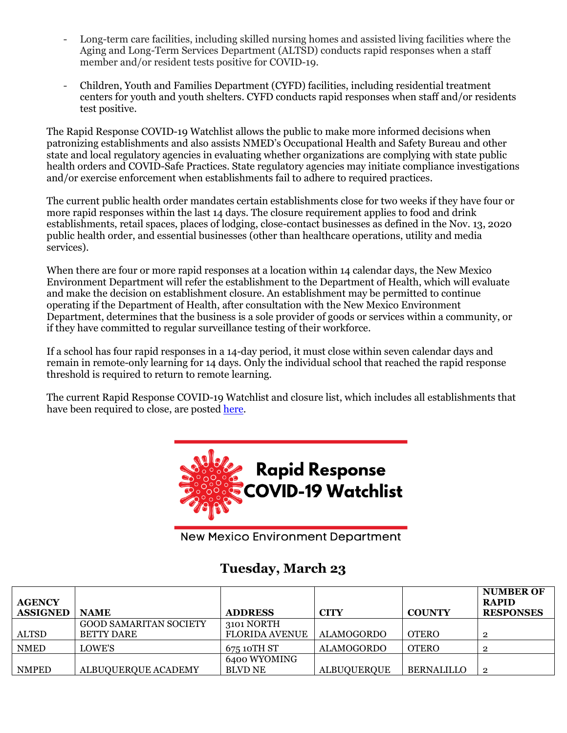- Long-term care facilities, including skilled nursing homes and assisted living facilities where the Aging and Long-Term Services Department (ALTSD) conducts rapid responses when a staff member and/or resident tests positive for COVID-19.

- Children, Youth and Families Department (CYFD) facilities, including residential treatment centers for youth and youth shelters. CYFD conducts rapid responses when staff and/or residents test positive.

The Rapid Response COVID-19 Watchlist allows the public to make more informed decisions when patronizing establishments and also assists NMED's Occupational Health and Safety Bureau and other state and local regulatory agencies in evaluating whether organizations are complying with state public health orders and COVID-Safe Practices. State regulatory agencies may initiate compliance investigations and/or exercise enforcement when establishments fail to adhere to required practices.

The current public health order mandates certain establishments close for two weeks if they have four or more rapid responses within the last 14 days. The closure requirement applies to food and drink establishments, retail spaces, places of lodging, close-contact businesses as defined in the Nov. 13, 2020 public health order, and essential businesses (other than healthcare operations, utility and media services).

When there are four or more rapid responses at a location within 14 calendar days, the New Mexico Environment Department will refer the establishment to the Department of Health, which will evaluate and make the decision on establishment closure. An establishment may be permitted to continue operating if the Department of Health, after consultation with the New Mexico Environment Department, determines that the business is a sole provider of goods or services within a community, or if they have committed to regular surveillance testing of their workforce.

If a school has four rapid responses in a 14-day period, it must close within seven calendar days and remain in remote-only learning for 14 days. Only the individual school that reached the rapid response threshold is required to return to remote learning.

The current Rapid Response COVID-19 Watchlist and closure list, which includes all establishments that have been required to close, are posted here.

**Rapid Response COVID-19 Watchlist**

New Mexico Environment Department

## Tuesday, March 23

| AGENCY ASSIGNED | NAME | ADDRESS | CITY | COUNTY | NUMBER OF RAPID RESPONSES |
|---|---|---|---|---|---|
| ALTSD | GOOD SAMARITAN SOCIETY BETTY DARE | 3101 NORTH FLORIDA AVENUE | ALAMOGORDO | OTERO | 2 |
| NMED | LOWE'S | 675 10TH ST | ALAMOGORDO | OTERO | 2 |
| NMPED | ALBUQUERQUE ACADEMY | 6400 WYOMING BLVD NE | ALBUQUERQUE | BERNALILLO | 2 |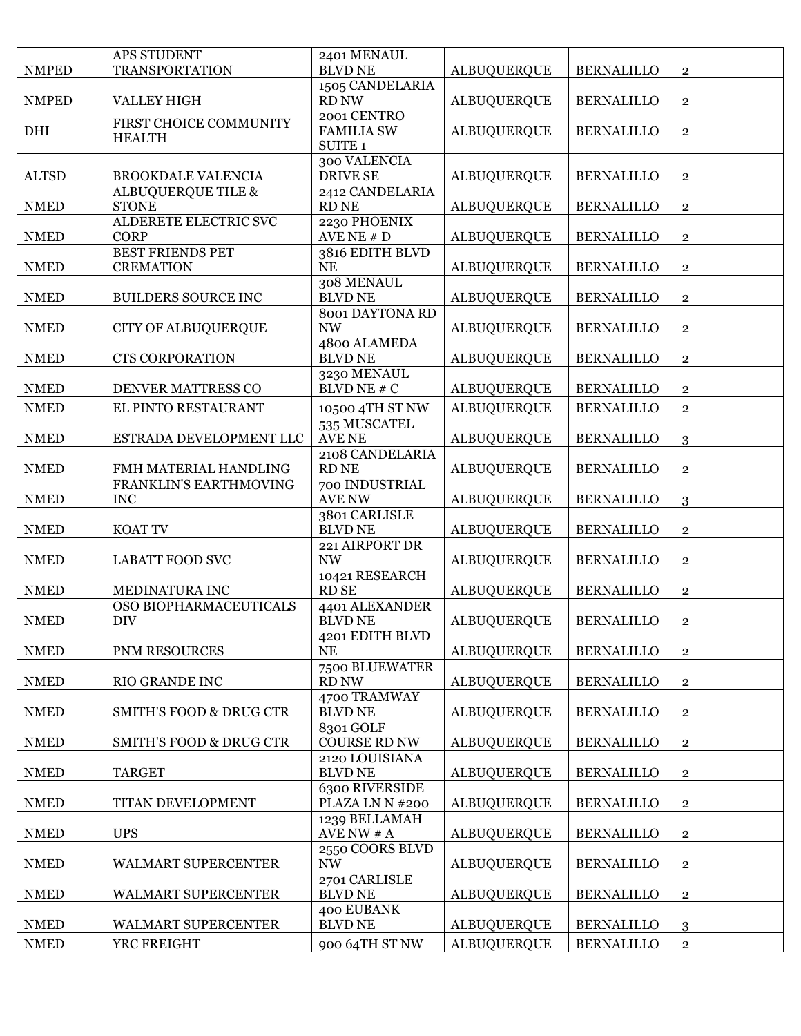| | | | | | |
|---|---|---|---|---|---|
| NMPED | APS STUDENT TRANSPORTATION | 2401 MENAUL BLVD NE | ALBUQUERQUE | BERNALILLO | 2 |
| NMPED | VALLEY HIGH | 1505 CANDELARIA RD NW | ALBUQUERQUE | BERNALILLO | 2 |
| DHI | FIRST CHOICE COMMUNITY HEALTH | 2001 CENTRO FAMILIA SW SUITE 1 | ALBUQUERQUE | BERNALILLO | 2 |
| ALTSD | BROOKDALE VALENCIA | 300 VALENCIA DRIVE SE | ALBUQUERQUE | BERNALILLO | 2 |
| NMED | ALBUQUERQUE TILE & STONE | 2412 CANDELARIA RD NE | ALBUQUERQUE | BERNALILLO | 2 |
| NMED | ALDERETE ELECTRIC SVC CORP | 2230 PHOENIX AVE NE # D | ALBUQUERQUE | BERNALILLO | 2 |
| NMED | BEST FRIENDS PET CREMATION | 3816 EDITH BLVD NE | ALBUQUERQUE | BERNALILLO | 2 |
| NMED | BUILDERS SOURCE INC | 308 MENAUL BLVD NE | ALBUQUERQUE | BERNALILLO | 2 |
| NMED | CITY OF ALBUQUERQUE | 8001 DAYTONA RD NW | ALBUQUERQUE | BERNALILLO | 2 |
| NMED | CTS CORPORATION | 4800 ALAMEDA BLVD NE | ALBUQUERQUE | BERNALILLO | 2 |
| NMED | DENVER MATTRESS CO | 3230 MENAUL BLVD NE # C | ALBUQUERQUE | BERNALILLO | 2 |
| NMED | EL PINTO RESTAURANT | 10500 4TH ST NW | ALBUQUERQUE | BERNALILLO | 2 |
| NMED | ESTRADA DEVELOPMENT LLC | 535 MUSCATEL AVE NE | ALBUQUERQUE | BERNALILLO | 3 |
| NMED | FMH MATERIAL HANDLING | 2108 CANDELARIA RD NE | ALBUQUERQUE | BERNALILLO | 2 |
| NMED | FRANKLIN'S EARTHMOVING INC | 700 INDUSTRIAL AVE NW | ALBUQUERQUE | BERNALILLO | 3 |
| NMED | KOAT TV | 3801 CARLISLE BLVD NE | ALBUQUERQUE | BERNALILLO | 2 |
| NMED | LABATT FOOD SVC | 221 AIRPORT DR NW | ALBUQUERQUE | BERNALILLO | 2 |
| NMED | MEDINATURA INC | 10421 RESEARCH RD SE | ALBUQUERQUE | BERNALILLO | 2 |
| NMED | OSO BIOPHARMACEUTICALS DIV | 4401 ALEXANDER BLVD NE | ALBUQUERQUE | BERNALILLO | 2 |
| NMED | PNM RESOURCES | 4201 EDITH BLVD NE | ALBUQUERQUE | BERNALILLO | 2 |
| NMED | RIO GRANDE INC | 7500 BLUEWATER RD NW | ALBUQUERQUE | BERNALILLO | 2 |
| NMED | SMITH'S FOOD & DRUG CTR | 4700 TRAMWAY BLVD NE | ALBUQUERQUE | BERNALILLO | 2 |
| NMED | SMITH'S FOOD & DRUG CTR | 8301 GOLF COURSE RD NW | ALBUQUERQUE | BERNALILLO | 2 |
| NMED | TARGET | 2120 LOUISIANA BLVD NE | ALBUQUERQUE | BERNALILLO | 2 |
| NMED | TITAN DEVELOPMENT | 6300 RIVERSIDE PLAZA LN N #200 | ALBUQUERQUE | BERNALILLO | 2 |
| NMED | UPS | 1239 BELLAMAH AVE NW # A | ALBUQUERQUE | BERNALILLO | 2 |
| NMED | WALMART SUPERCENTER | 2550 COORS BLVD NW | ALBUQUERQUE | BERNALILLO | 2 |
| NMED | WALMART SUPERCENTER | 2701 CARLISLE BLVD NE | ALBUQUERQUE | BERNALILLO | 2 |
| NMED | WALMART SUPERCENTER | 400 EUBANK BLVD NE | ALBUQUERQUE | BERNALILLO | 3 |
| NMED | YRC FREIGHT | 900 64TH ST NW | ALBUQUERQUE | BERNALILLO | 2 |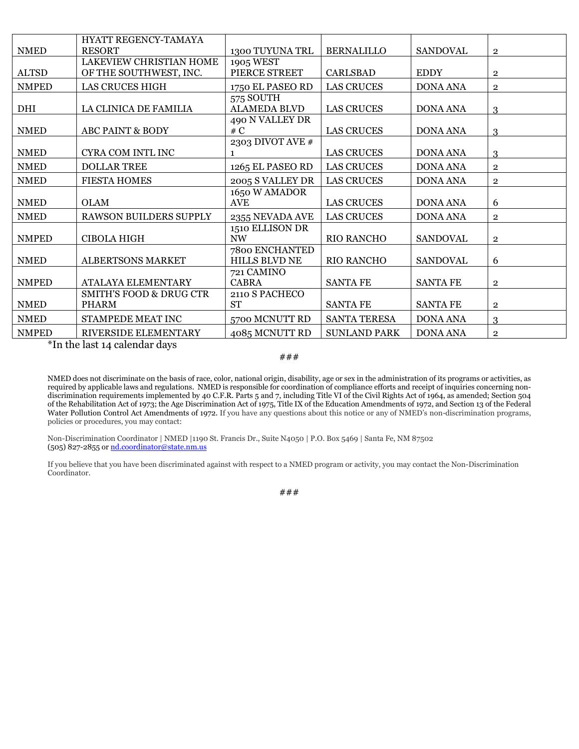| | | | | | |
|---|---|---|---|---|---|
| NMED | HYATT REGENCY-TAMAYA RESORT | 1300 TUYUNA TRL | BERNALILLO | SANDOVAL | 2 |
| ALTSD | LAKEVIEW CHRISTIAN HOME OF THE SOUTHWEST, INC. | 1905 WEST PIERCE STREET | CARLSBAD | EDDY | 2 |
| NMPED | LAS CRUCES HIGH | 1750 EL PASEO RD | LAS CRUCES | DONA ANA | 2 |
| DHI | LA CLINICA DE FAMILIA | 575 SOUTH ALAMEDA BLVD | LAS CRUCES | DONA ANA | 3 |
| NMED | ABC PAINT & BODY | 490 N VALLEY DR # C | LAS CRUCES | DONA ANA | 3 |
| NMED | CYRA COM INTL INC | 2303 DIVOT AVE # 1 | LAS CRUCES | DONA ANA | 3 |
| NMED | DOLLAR TREE | 1265 EL PASEO RD | LAS CRUCES | DONA ANA | 2 |
| NMED | FIESTA HOMES | 2005 S VALLEY DR | LAS CRUCES | DONA ANA | 2 |
| NMED | OLAM | 1650 W AMADOR AVE | LAS CRUCES | DONA ANA | 6 |
| NMED | RAWSON BUILDERS SUPPLY | 2355 NEVADA AVE | LAS CRUCES | DONA ANA | 2 |
| NMPED | CIBOLA HIGH | 1510 ELLISON DR NW | RIO RANCHO | SANDOVAL | 2 |
| NMED | ALBERTSONS MARKET | 7800 ENCHANTED HILLS BLVD NE | RIO RANCHO | SANDOVAL | 6 |
| NMPED | ATALAYA ELEMENTARY | 721 CAMINO CABRA | SANTA FE | SANTA FE | 2 |
| NMED | SMITH'S FOOD & DRUG CTR PHARM | 2110 S PACHECO ST | SANTA FE | SANTA FE | 2 |
| NMED | STAMPEDE MEAT INC | 5700 MCNUTT RD | SANTA TERESA | DONA ANA | 3 |
| NMPED | RIVERSIDE ELEMENTARY | 4085 MCNUTT RD | SUNLAND PARK | DONA ANA | 2 |

*In the last 14 calendar days

###

NMED does not discriminate on the basis of race, color, national origin, disability, age or sex in the administration of its programs or activities, as required by applicable laws and regulations. NMED is responsible for coordination of compliance efforts and receipt of inquiries concerning non-discrimination requirements implemented by 40 C.F.R. Parts 5 and 7, including Title VI of the Civil Rights Act of 1964, as amended; Section 504 of the Rehabilitation Act of 1973; the Age Discrimination Act of 1975, Title IX of the Education Amendments of 1972, and Section 13 of the Federal Water Pollution Control Act Amendments of 1972. If you have any questions about this notice or any of NMED's non-discrimination programs, policies or procedures, you may contact:

Non-Discrimination Coordinator | NMED |1190 St. Francis Dr., Suite N4050 | P.O. Box 5469 | Santa Fe, NM 87502
(505) 827-2855 or nd.coordinator@state.nm.us

If you believe that you have been discriminated against with respect to a NMED program or activity, you may contact the Non-Discrimination Coordinator.

###